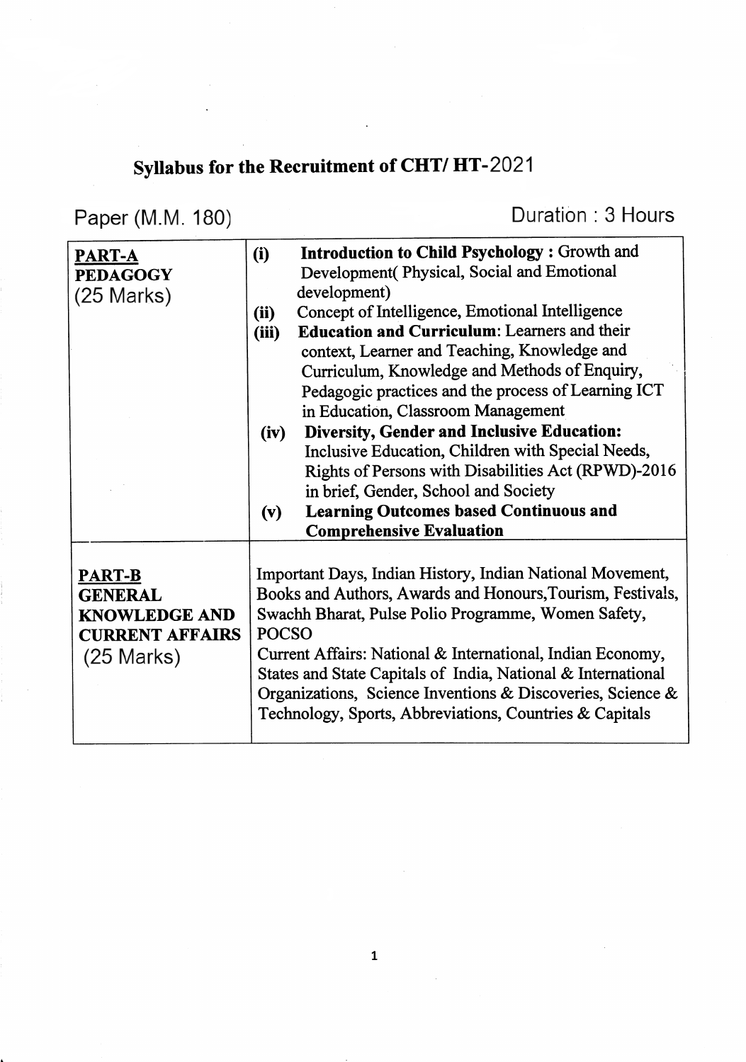## Syllabus for the Recruitment of CHT/ HT-2021

Paper (M.M. 180) Duration : 3 Hours

| | |
|---|---|
| **PART-A**<br>**PEDAGOGY**<br>(25 Marks) | (i) **Introduction to Child Psychology :** Growth and Development( Physical, Social and Emotional development)<br>(ii) Concept of Intelligence, Emotional Intelligence<br>(iii) **Education and Curriculum**: Learners and their context, Learner and Teaching, Knowledge and Curriculum, Knowledge and Methods of Enquiry, Pedagogic practices and the process of Learning ICT in Education, Classroom Management<br>(iv) **Diversity, Gender and Inclusive Education:** Inclusive Education, Children with Special Needs, Rights of Persons with Disabilities Act (RPWD)-2016 in brief, Gender, School and Society<br>(v) **Learning Outcomes based Continuous and Comprehensive Evaluation** |
| **PART-B**<br>**GENERAL KNOWLEDGE AND CURRENT AFFAIRS**<br>(25 Marks) | Important Days, Indian History, Indian National Movement, Books and Authors, Awards and Honours,Tourism, Festivals, Swachh Bharat, Pulse Polio Programme, Women Safety, POCSO<br>Current Affairs: National & International, Indian Economy, States and State Capitals of India, National & International Organizations, Science Inventions & Discoveries, Science & Technology, Sports, Abbreviations, Countries & Capitals |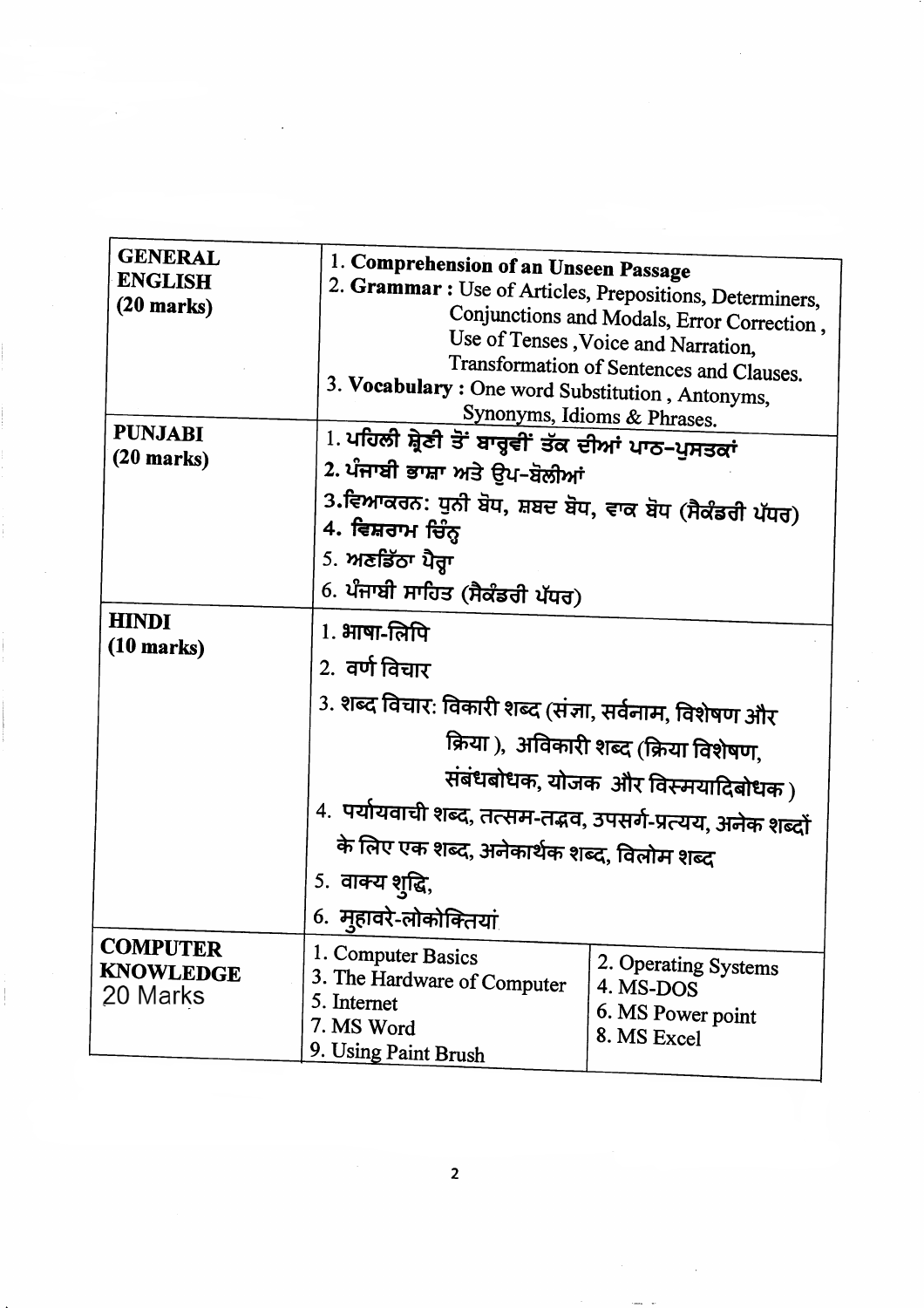| | |
|---|---|
| **GENERAL ENGLISH (20 marks)** | 1. **Comprehension of an Unseen Passage**<br>2. **Grammar :** Use of Articles, Prepositions, Determiners, Conjunctions and Modals, Error Correction , Use of Tenses ,Voice and Narration, Transformation of Sentences and Clauses.<br>3. **Vocabulary :** One word Substitution , Antonyms, Synonyms, Idioms & Phrases. |
| **PUNJABI (20 marks)** | 1. ਪਹਿਲੀ ਸ਼੍ਰੇਣੀ ਤੋਂ ਬਾਰ੍ਹਵੀਂ ਤੱਕ ਦੀਆਂ ਪਾਠ-ਪੁਸਤਕਾਂ<br>2. ਪੰਜਾਬੀ ਭਾਸ਼ਾ ਅਤੇ ਉਪ-ਬੋਲੀਆਂ<br>3.ਵਿਆਕਰਨ: ਧੁਨੀ ਬੋਧ, ਸ਼ਬਦ ਬੋਧ, ਵਾਕ ਬੋਧ (ਸੈਕੰਡਰੀ ਪੱਧਰ)<br>4. ਵਿਸ਼ਰਾਮ ਚਿੰਨ੍ਹ<br>5. ਅਣਡਿੱਠਾ ਪੈਰ੍ਹਾ<br>6. ਪੰਜਾਬੀ ਸਾਹਿਤ (ਸੈਕੰਡਰੀ ਪੱਧਰ) |
| **HINDI (10 marks)** | 1. भाषा-लिपि<br>2. वर्ण विचार<br>3. शब्द विचार: विकारी शब्द (संज्ञा, सर्वनाम, विशेषण और क्रिया ), अविकारी शब्द (क्रिया विशेषण, संबंधबोधक, योजक और विस्मयादिबोधक )<br>4. पर्यायवाची शब्द, तत्सम-तद्भव, उपसर्ग-प्रत्यय, अनेक शब्दों के लिए एक शब्द, अनेकार्थक शब्द, विलोम शब्द<br>5. वाक्य शुद्धि,<br>6. मुहावरे-लोकोक्तियां |
| **COMPUTER KNOWLEDGE** 20 Marks | 1. Computer Basics<br>2. Operating Systems<br>3. The Hardware of Computer<br>4. MS-DOS<br>5. Internet<br>6. MS Power point<br>7. MS Word<br>8. MS Excel<br>9. Using Paint Brush |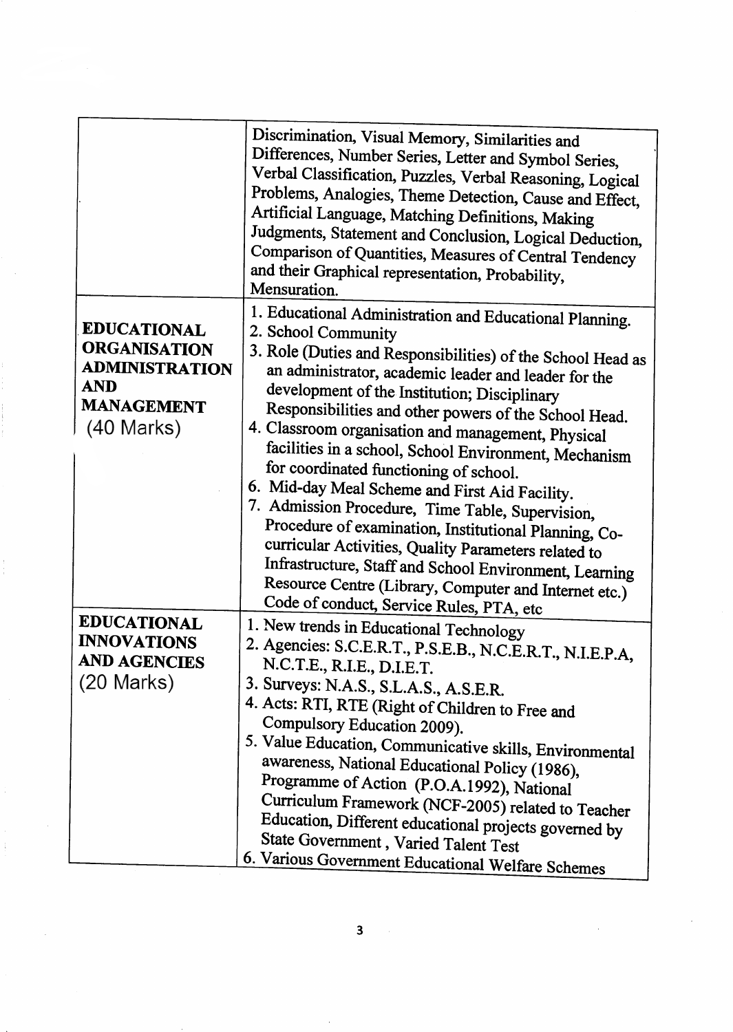| | |
|---|---|
| | Discrimination, Visual Memory, Similarities and Differences, Number Series, Letter and Symbol Series, Verbal Classification, Puzzles, Verbal Reasoning, Logical Problems, Analogies, Theme Detection, Cause and Effect, Artificial Language, Matching Definitions, Making Judgments, Statement and Conclusion, Logical Deduction, Comparison of Quantities, Measures of Central Tendency and their Graphical representation, Probability, Mensuration. |
| **EDUCATIONAL ORGANISATION ADMINISTRATION AND MANAGEMENT** (40 Marks) | 1. Educational Administration and Educational Planning.<br>2. School Community<br>3. Role (Duties and Responsibilities) of the School Head as an administrator, academic leader and leader for the development of the Institution; Disciplinary Responsibilities and other powers of the School Head.<br>4. Classroom organisation and management, Physical facilities in a school, School Environment, Mechanism for coordinated functioning of school.<br>6. Mid-day Meal Scheme and First Aid Facility.<br>7. Admission Procedure, Time Table, Supervision, Procedure of examination, Institutional Planning, Co-curricular Activities, Quality Parameters related to Infrastructure, Staff and School Environment, Learning Resource Centre (Library, Computer and Internet etc.) Code of conduct, Service Rules, PTA, etc |
| **EDUCATIONAL INNOVATIONS AND AGENCIES** (20 Marks) | 1. New trends in Educational Technology<br>2. Agencies: S.C.E.R.T., P.S.E.B., N.C.E.R.T., N.I.E.P.A, N.C.T.E., R.I.E., D.I.E.T.<br>3. Surveys: N.A.S., S.L.A.S., A.S.E.R.<br>4. Acts: RTI, RTE (Right of Children to Free and Compulsory Education 2009).<br>5. Value Education, Communicative skills, Environmental awareness, National Educational Policy (1986), Programme of Action (P.O.A.1992), National Curriculum Framework (NCF-2005) related to Teacher Education, Different educational projects governed by State Government , Varied Talent Test<br>6. Various Government Educational Welfare Schemes |